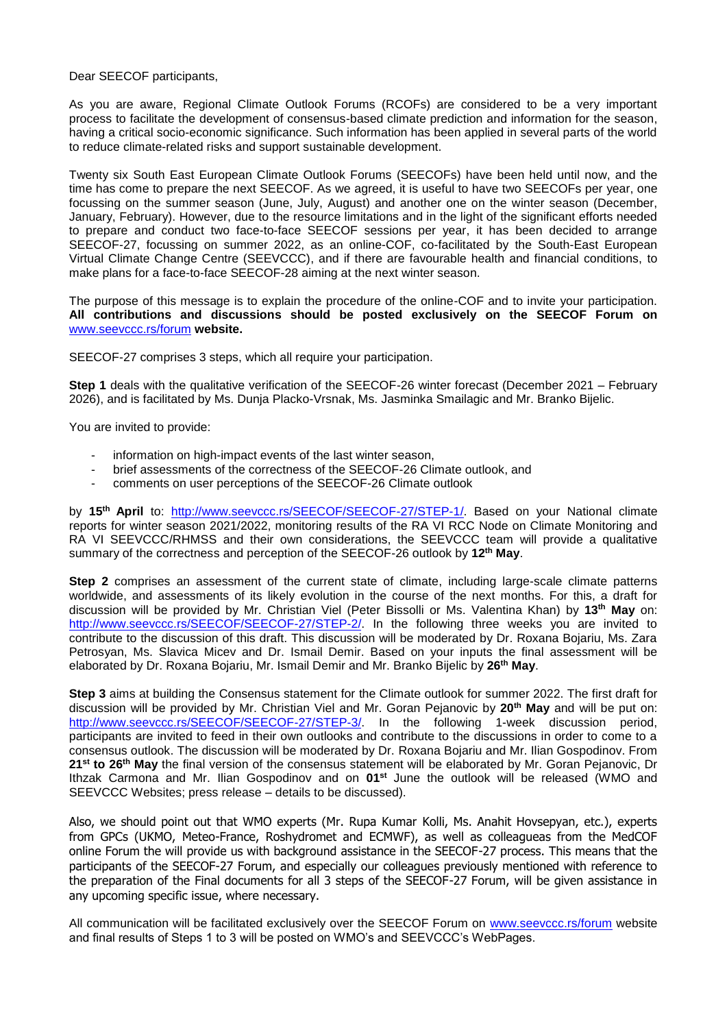Dear SEECOF participants,

As you are aware, Regional Climate Outlook Forums (RCOFs) are considered to be a very important process to facilitate the development of consensus-based climate prediction and information for the season, having a critical socio-economic significance. Such information has been applied in several parts of the world to reduce climate-related risks and support sustainable development.

Twenty six South East European Climate Outlook Forums (SEECOFs) have been held until now, and the time has come to prepare the next SEECOF. As we agreed, it is useful to have two SEECOFs per year, one focussing on the summer season (June, July, August) and another one on the winter season (December, January, February). However, due to the resource limitations and in the light of the significant efforts needed to prepare and conduct two face-to-face SEECOF sessions per year, it has been decided to arrange SEECOF-27, focussing on summer 2022, as an online-COF, co-facilitated by the South-East European Virtual Climate Change Centre (SEEVCCC), and if there are favourable health and financial conditions, to make plans for a face-to-face SEECOF-28 aiming at the next winter season.

The purpose of this message is to explain the procedure of the online-COF and to invite your participation. **All contributions and discussions should be posted exclusively on the SEECOF Forum on [www.seevccc.rs/forum](www.seevccc.rs/forum) website.**

SEECOF-27 comprises 3 steps, which all require your participation.

**Step 1** deals with the qualitative verification of the SEECOF-26 winter forecast (December 2021 – February 2026), and is facilitated by Ms. Dunja Placko-Vrsnak, Ms. Jasminka Smailagic and Mr. Branko Bijelic.

You are invited to provide:

- information on high-impact events of the last winter season,
- brief assessments of the correctness of the SEECOF-26 Climate outlook, and
- comments on user perceptions of the SEECOF-26 Climate outlook

by **15th April** to: [http://www.seevccc.rs/SEECOF/SEECOF-27/STEP-1/](http://www.seevccc.rs/SEECOF/SEECOF-27/STEP-1/). Based on your National climate reports for winter season 2021/2022, monitoring results of the RA VI RCC Node on Climate Monitoring and RA VI SEEVCCC/RHMSS and their own considerations, the SEEVCCC team will provide a qualitative summary of the correctness and perception of the SEECOF-26 outlook by **12th May**.

**Step 2** comprises an assessment of the current state of climate, including large-scale climate patterns worldwide, and assessments of its likely evolution in the course of the next months. For this, a draft for discussion will be provided by Mr. Christian Viel (Peter Bissolli or Ms. Valentina Khan) by **13th May** on: [http://www.seevccc.rs/SEECOF/SEECOF-27/STEP-2/](http://www.seevccc.rs/SEECOF/SEECOF-27/STEP-2/). In the following three weeks you are invited to contribute to the discussion of this draft. This discussion will be moderated by Dr. Roxana Bojariu, Ms. Zara Petrosyan, Ms. Slavica Micev and Dr. Ismail Demir. Based on your inputs the final assessment will be elaborated by Dr. Roxana Bojariu, Mr. Ismail Demir and Mr. Branko Bijelic by **26th May**.

**Step 3** aims at building the Consensus statement for the Climate outlook for summer 2022. The first draft for discussion will be provided by Mr. Christian Viel and Mr. Goran Pejanovic by **20th May** and will be put on: [http://www.seevccc.rs/SEECOF/SEECOF-27/STEP-3/](http://www.seevccc.rs/SEECOF/SEECOF-27/STEP-3/). In the following 1-week discussion period, participants are invited to feed in their own outlooks and contribute to the discussions in order to come to a consensus outlook. The discussion will be moderated by Dr. Roxana Bojariu and Mr. Ilian Gospodinov. From **21st to 26th May** the final version of the consensus statement will be elaborated by Mr. Goran Pejanovic, Dr Ithzak Carmona and Mr. Ilian Gospodinov and on **01st** June the outlook will be released (WMO and SEEVCCC Websites; press release – details to be discussed).

Also, we should point out that WMO experts (Mr. Rupa Kumar Kolli, Ms. Anahit Hovsepyan, etc.), experts from GPCs (UKMO, Meteo-France, Roshydromet and ECMWF), as well as colleagueas from the MedCOF online Forum the will provide us with background assistance in the SEECOF-27 process. This means that the participants of the SEECOF-27 Forum, and especially our colleagues previously mentioned with reference to the preparation of the Final documents for all 3 steps of the SEECOF-27 Forum, will be given assistance in any upcoming specific issue, where necessary.

All communication will be facilitated exclusively over the SEECOF Forum on [www.seevccc.rs/forum](www.seevccc.rs/forum) website and final results of Steps 1 to 3 will be posted on WMO's and SEEVCCC's WebPages.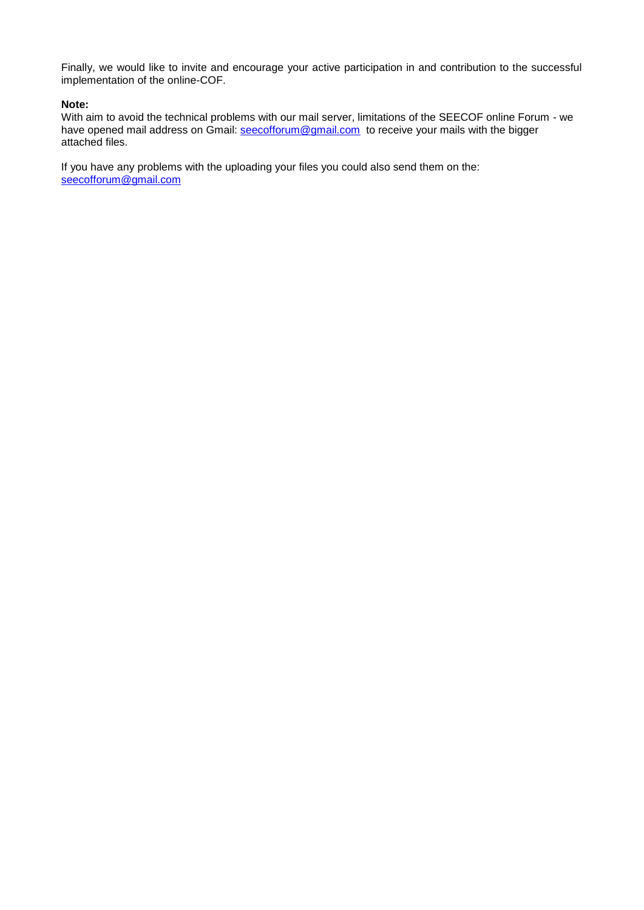Finally, we would like to invite and encourage your active participation in and contribution to the successful implementation of the online-COF.

**Note:**
With aim to avoid the technical problems with our mail server, limitations of the SEECOF online Forum - we have opened mail address on Gmail: seecofforum@gmail.com to receive your mails with the bigger attached files.

If you have any problems with the uploading your files you could also send them on the: seecofforum@gmail.com